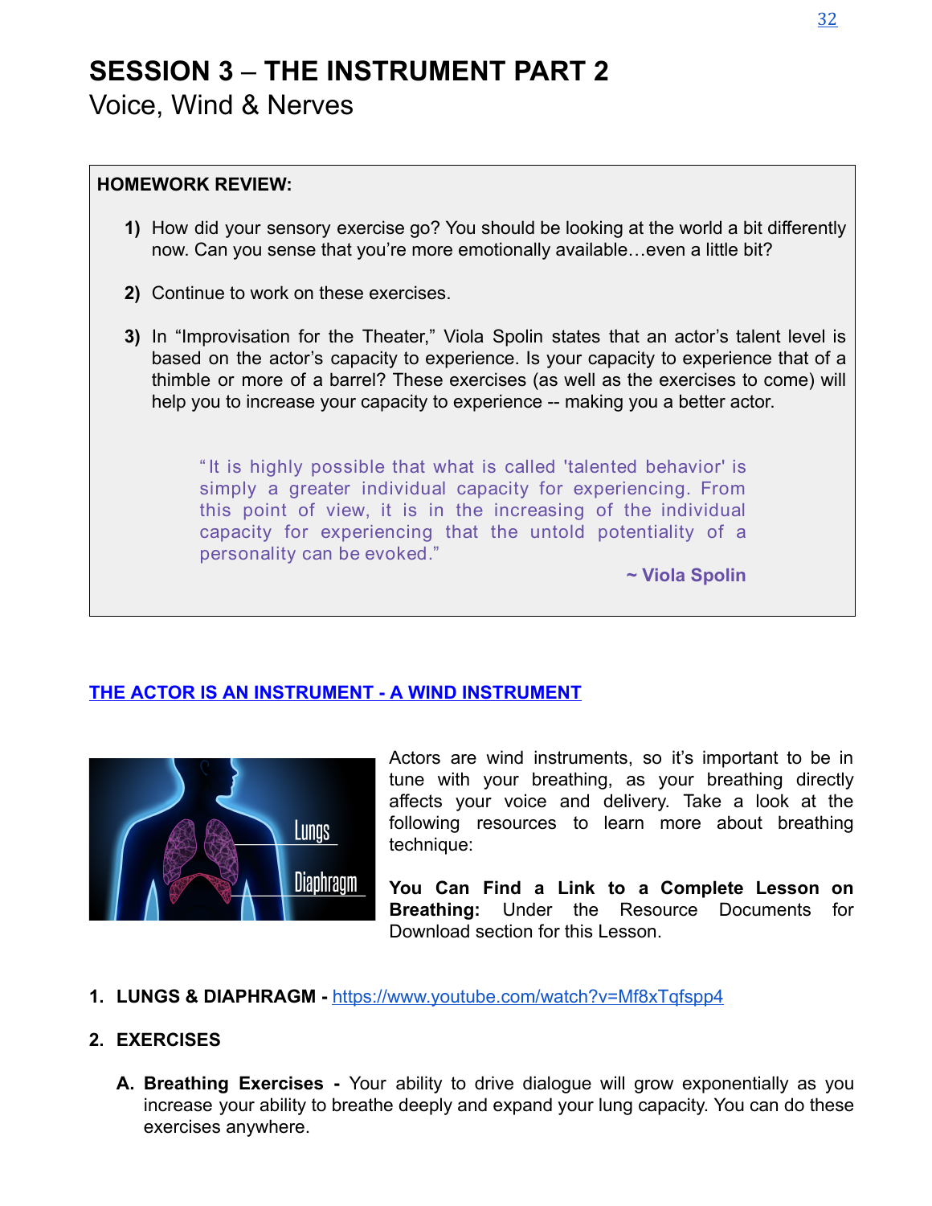# SESSION 3 – THE INSTRUMENT PART 2

Voice, Wind & Nerves

**HOMEWORK REVIEW:**

1) How did your sensory exercise go? You should be looking at the world a bit differently now. Can you sense that you're more emotionally available…even a little bit?

2) Continue to work on these exercises.

3) In "Improvisation for the Theater," Viola Spolin states that an actor's talent level is based on the actor's capacity to experience. Is your capacity to experience that of a thimble or more of a barrel? These exercises (as well as the exercises to come) will help you to increase your capacity to experience -- making you a better actor.

> "It is highly possible that what is called 'talented behavior' is simply a greater individual capacity for experiencing. From this point of view, it is in the increasing of the individual capacity for experiencing that the untold potentiality of a personality can be evoked."
>
> **~ Viola Spolin**

## THE ACTOR IS AN INSTRUMENT - A WIND INSTRUMENT

Actors are wind instruments, so it's important to be in tune with your breathing, as your breathing directly affects your voice and delivery. Take a look at the following resources to learn more about breathing technique:

**You Can Find a Link to a Complete Lesson on Breathing:** Under the Resource Documents for Download section for this Lesson.

1. **LUNGS & DIAPHRAGM -** https://www.youtube.com/watch?v=Mf8xTqfspp4

2. **EXERCISES**

   A. **Breathing Exercises -** Your ability to drive dialogue will grow exponentially as you increase your ability to breathe deeply and expand your lung capacity. You can do these exercises anywhere.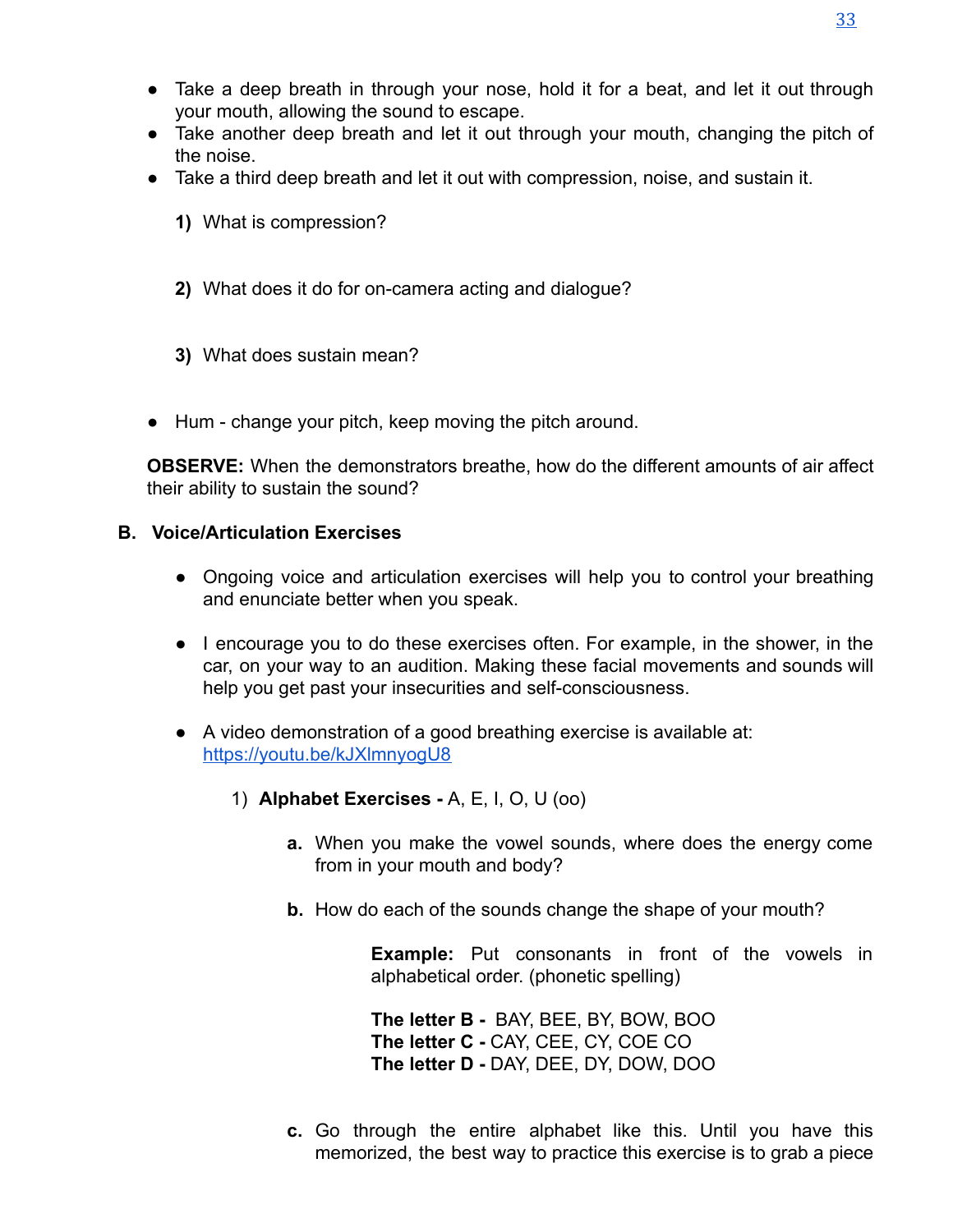- Take a deep breath in through your nose, hold it for a beat, and let it out through your mouth, allowing the sound to escape.
- Take another deep breath and let it out through your mouth, changing the pitch of the noise.
- Take a third deep breath and let it out with compression, noise, and sustain it.

  **1)** What is compression?

  **2)** What does it do for on-camera acting and dialogue?

  **3)** What does sustain mean?

- Hum - change your pitch, keep moving the pitch around.

**OBSERVE:** When the demonstrators breathe, how do the different amounts of air affect their ability to sustain the sound?

## B. Voice/Articulation Exercises

- Ongoing voice and articulation exercises will help you to control your breathing and enunciate better when you speak.

- I encourage you to do these exercises often. For example, in the shower, in the car, on your way to an audition. Making these facial movements and sounds will help you get past your insecurities and self-consciousness.

- A video demonstration of a good breathing exercise is available at: https://youtu.be/kJXlmnyogU8

  1) **Alphabet Exercises -** A, E, I, O, U (oo)

     **a.** When you make the vowel sounds, where does the energy come from in your mouth and body?

     **b.** How do each of the sounds change the shape of your mouth?

     **Example:** Put consonants in front of the vowels in alphabetical order. (phonetic spelling)

     **The letter B -** BAY, BEE, BY, BOW, BOO
     **The letter C -** CAY, CEE, CY, COE CO
     **The letter D -** DAY, DEE, DY, DOW, DOO

     **c.** Go through the entire alphabet like this. Until you have this memorized, the best way to practice this exercise is to grab a piece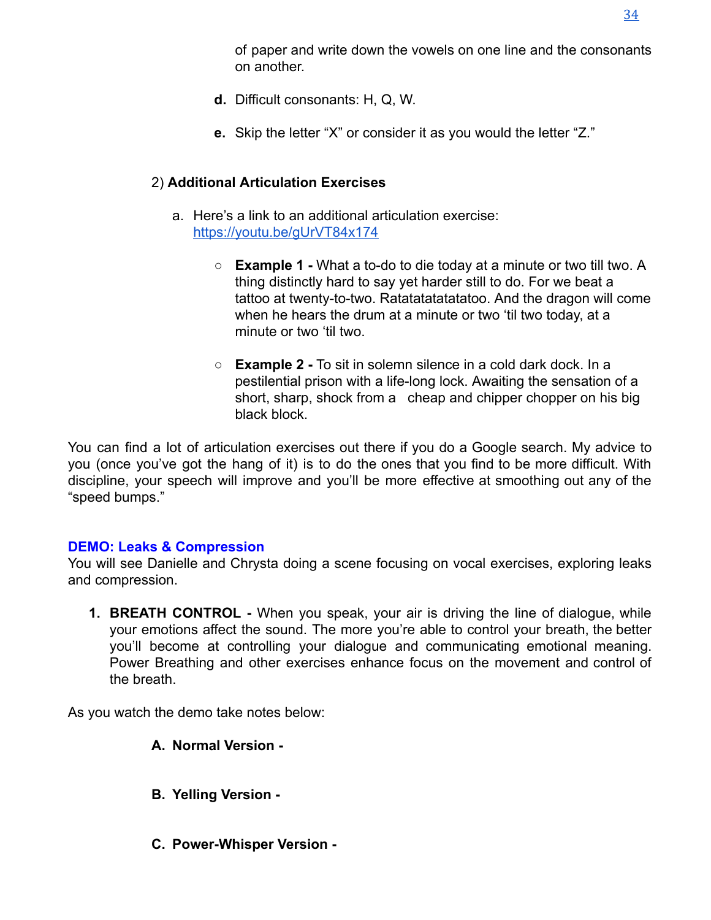of paper and write down the vowels on one line and the consonants on another.

**d.** Difficult consonants: H, Q, W.

**e.** Skip the letter "X" or consider it as you would the letter "Z."

2) **Additional Articulation Exercises**

a. Here's a link to an additional articulation exercise: https://youtu.be/gUrVT84x174

- **Example 1 -** What a to-do to die today at a minute or two till two. A thing distinctly hard to say yet harder still to do. For we beat a tattoo at twenty-to-two. Ratatatatatatatoo. And the dragon will come when he hears the drum at a minute or two 'til two today, at a minute or two 'til two.

- **Example 2 -** To sit in solemn silence in a cold dark dock. In a pestilential prison with a life-long lock. Awaiting the sensation of a short, sharp, shock from a cheap and chipper chopper on his big black block.

You can find a lot of articulation exercises out there if you do a Google search. My advice to you (once you've got the hang of it) is to do the ones that you find to be more difficult. With discipline, your speech will improve and you'll be more effective at smoothing out any of the "speed bumps."

**DEMO: Leaks & Compression**

You will see Danielle and Chrysta doing a scene focusing on vocal exercises, exploring leaks and compression.

1. **BREATH CONTROL -** When you speak, your air is driving the line of dialogue, while your emotions affect the sound. The more you're able to control your breath, the better you'll become at controlling your dialogue and communicating emotional meaning. Power Breathing and other exercises enhance focus on the movement and control of the breath.

As you watch the demo take notes below:

**A. Normal Version -**

**B. Yelling Version -**

**C. Power-Whisper Version -**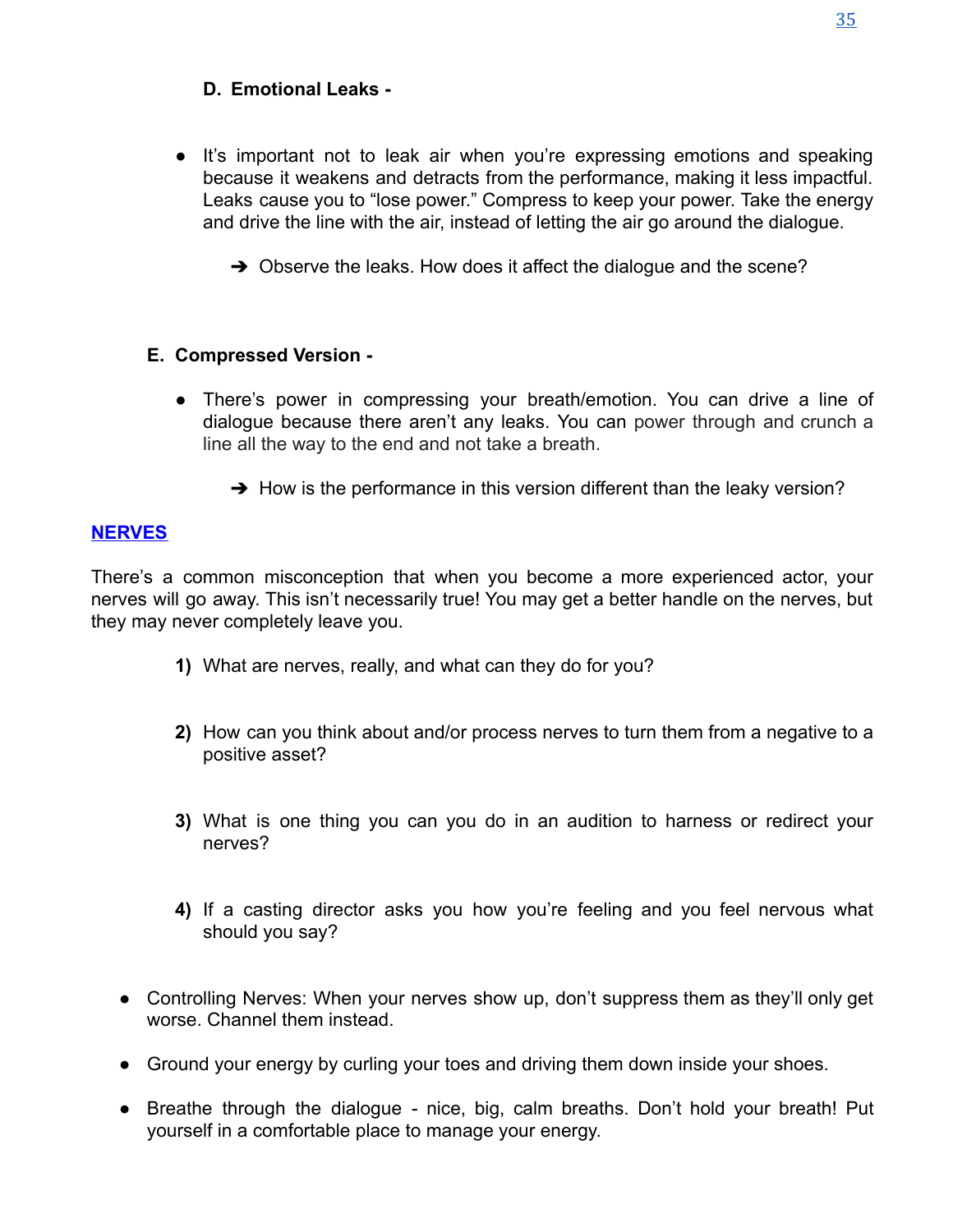**D. Emotional Leaks -**

- It's important not to leak air when you're expressing emotions and speaking because it weakens and detracts from the performance, making it less impactful. Leaks cause you to "lose power." Compress to keep your power. Take the energy and drive the line with the air, instead of letting the air go around the dialogue.

  ➔ Observe the leaks. How does it affect the dialogue and the scene?

**E. Compressed Version -**

- There's power in compressing your breath/emotion. You can drive a line of dialogue because there aren't any leaks. You can power through and crunch a line all the way to the end and not take a breath.

  ➔ How is the performance in this version different than the leaky version?

## NERVES

There's a common misconception that when you become a more experienced actor, your nerves will go away. This isn't necessarily true! You may get a better handle on the nerves, but they may never completely leave you.

1) What are nerves, really, and what can they do for you?

2) How can you think about and/or process nerves to turn them from a negative to a positive asset?

3) What is one thing you can you do in an audition to harness or redirect your nerves?

4) If a casting director asks you how you're feeling and you feel nervous what should you say?

- Controlling Nerves: When your nerves show up, don't suppress them as they'll only get worse. Channel them instead.
- Ground your energy by curling your toes and driving them down inside your shoes.
- Breathe through the dialogue - nice, big, calm breaths. Don't hold your breath! Put yourself in a comfortable place to manage your energy.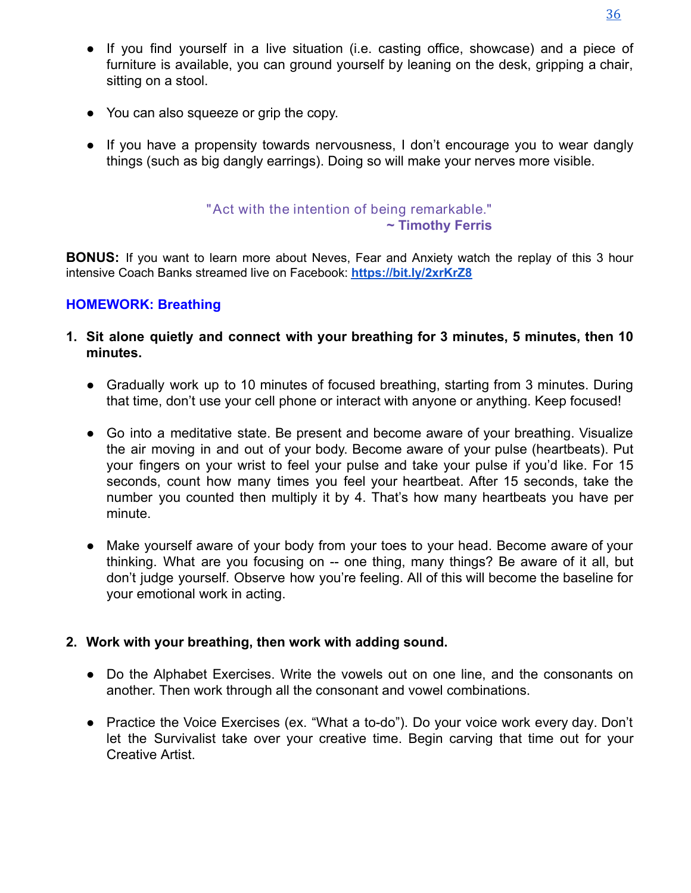- If you find yourself in a live situation (i.e. casting office, showcase) and a piece of furniture is available, you can ground yourself by leaning on the desk, gripping a chair, sitting on a stool.

- You can also squeeze or grip the copy.

- If you have a propensity towards nervousness, I don't encourage you to wear dangly things (such as big dangly earrings). Doing so will make your nerves more visible.

"Act with the intention of being remarkable."
**~ Timothy Ferris**

**BONUS:** If you want to learn more about Neves, Fear and Anxiety watch the replay of this 3 hour intensive Coach Banks streamed live on Facebook: **https://bit.ly/2xrKrZ8**

**HOMEWORK: Breathing**

1. **Sit alone quietly and connect with your breathing for 3 minutes, 5 minutes, then 10 minutes.**

   - Gradually work up to 10 minutes of focused breathing, starting from 3 minutes. During that time, don't use your cell phone or interact with anyone or anything. Keep focused!

   - Go into a meditative state. Be present and become aware of your breathing. Visualize the air moving in and out of your body. Become aware of your pulse (heartbeats). Put your fingers on your wrist to feel your pulse and take your pulse if you'd like. For 15 seconds, count how many times you feel your heartbeat. After 15 seconds, take the number you counted then multiply it by 4. That's how many heartbeats you have per minute.

   - Make yourself aware of your body from your toes to your head. Become aware of your thinking. What are you focusing on -- one thing, many things? Be aware of it all, but don't judge yourself. Observe how you're feeling. All of this will become the baseline for your emotional work in acting.

2. **Work with your breathing, then work with adding sound.**

   - Do the Alphabet Exercises. Write the vowels out on one line, and the consonants on another. Then work through all the consonant and vowel combinations.

   - Practice the Voice Exercises (ex. "What a to-do"). Do your voice work every day. Don't let the Survivalist take over your creative time. Begin carving that time out for your Creative Artist.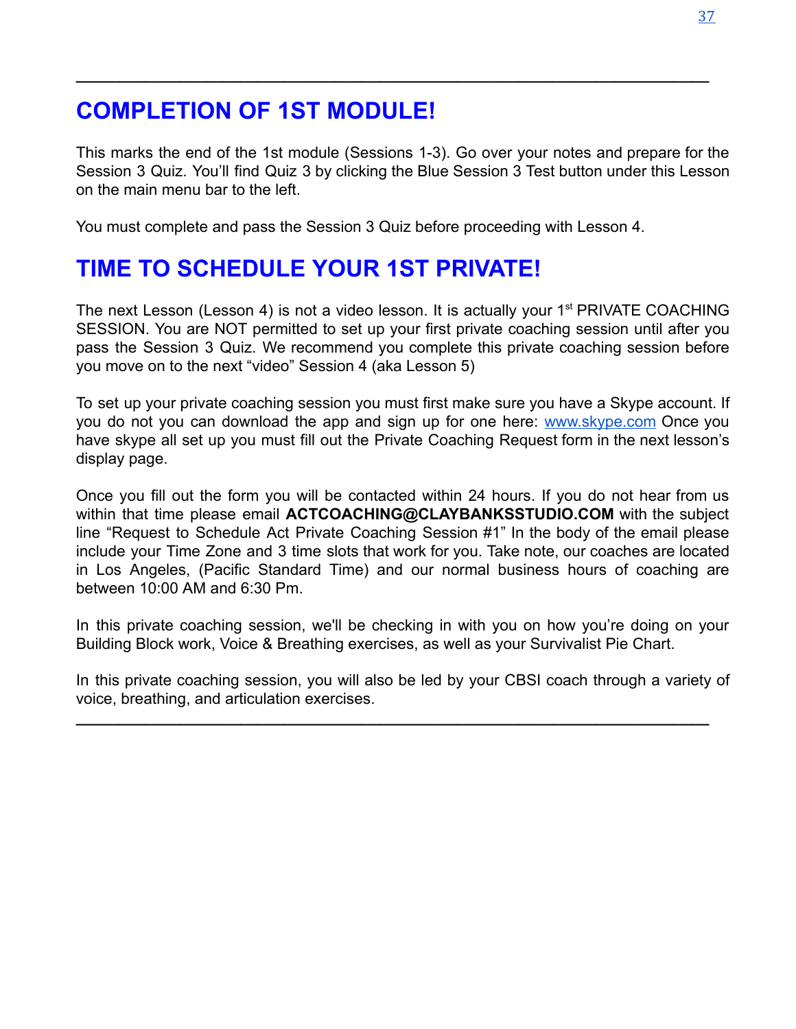---

## COMPLETION OF 1ST MODULE!

This marks the end of the 1st module (Sessions 1-3). Go over your notes and prepare for the Session 3 Quiz. You'll find Quiz 3 by clicking the Blue Session 3 Test button under this Lesson on the main menu bar to the left.

You must complete and pass the Session 3 Quiz before proceeding with Lesson 4.

## TIME TO SCHEDULE YOUR 1ST PRIVATE!

The next Lesson (Lesson 4) is not a video lesson. It is actually your 1st PRIVATE COACHING SESSION. You are NOT permitted to set up your first private coaching session until after you pass the Session 3 Quiz. We recommend you complete this private coaching session before you move on to the next "video" Session 4 (aka Lesson 5)

To set up your private coaching session you must first make sure you have a Skype account. If you do not you can download the app and sign up for one here: [www.skype.com](www.skype.com) Once you have skype all set up you must fill out the Private Coaching Request form in the next lesson's display page.

Once you fill out the form you will be contacted within 24 hours. If you do not hear from us within that time please email **ACTCOACHING@CLAYBANKSSTUDIO.COM** with the subject line "Request to Schedule Act Private Coaching Session #1" In the body of the email please include your Time Zone and 3 time slots that work for you. Take note, our coaches are located in Los Angeles, (Pacific Standard Time) and our normal business hours of coaching are between 10:00 AM and 6:30 Pm.

In this private coaching session, we'll be checking in with you on how you're doing on your Building Block work, Voice & Breathing exercises, as well as your Survivalist Pie Chart.

In this private coaching session, you will also be led by your CBSI coach through a variety of voice, breathing, and articulation exercises.

---